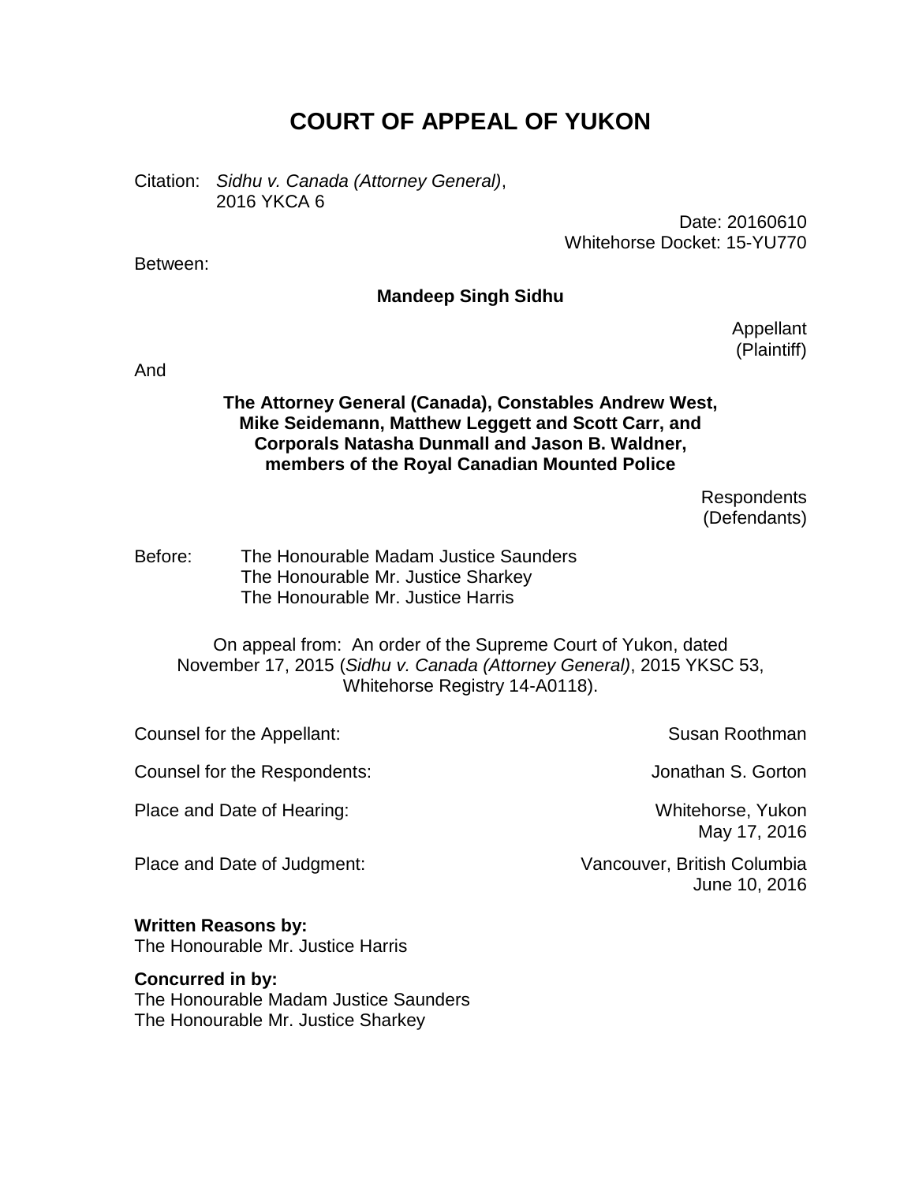# COURT OF APPEAL OF YUKON

Citation: *Sidhu v. Canada (Attorney General)*,
2016 YKCA 6

Date: 20160610
Whitehorse Docket: 15-YU770

Between:

**Mandeep Singh Sidhu**

Appellant
(Plaintiff)

And

**The Attorney General (Canada), Constables Andrew West, Mike Seidemann, Matthew Leggett and Scott Carr, and Corporals Natasha Dunmall and Jason B. Waldner, members of the Royal Canadian Mounted Police**

Respondents
(Defendants)

Before: The Honourable Madam Justice Saunders
The Honourable Mr. Justice Sharkey
The Honourable Mr. Justice Harris

On appeal from: An order of the Supreme Court of Yukon, dated November 17, 2015 (*Sidhu v. Canada (Attorney General)*, 2015 YKSC 53, Whitehorse Registry 14-A0118).

Counsel for the Appellant: Susan Roothman

Counsel for the Respondents: Jonathan S. Gorton

Place and Date of Hearing: Whitehorse, Yukon
May 17, 2016

Place and Date of Judgment: Vancouver, British Columbia
June 10, 2016

**Written Reasons by:**
The Honourable Mr. Justice Harris

**Concurred in by:**
The Honourable Madam Justice Saunders
The Honourable Mr. Justice Sharkey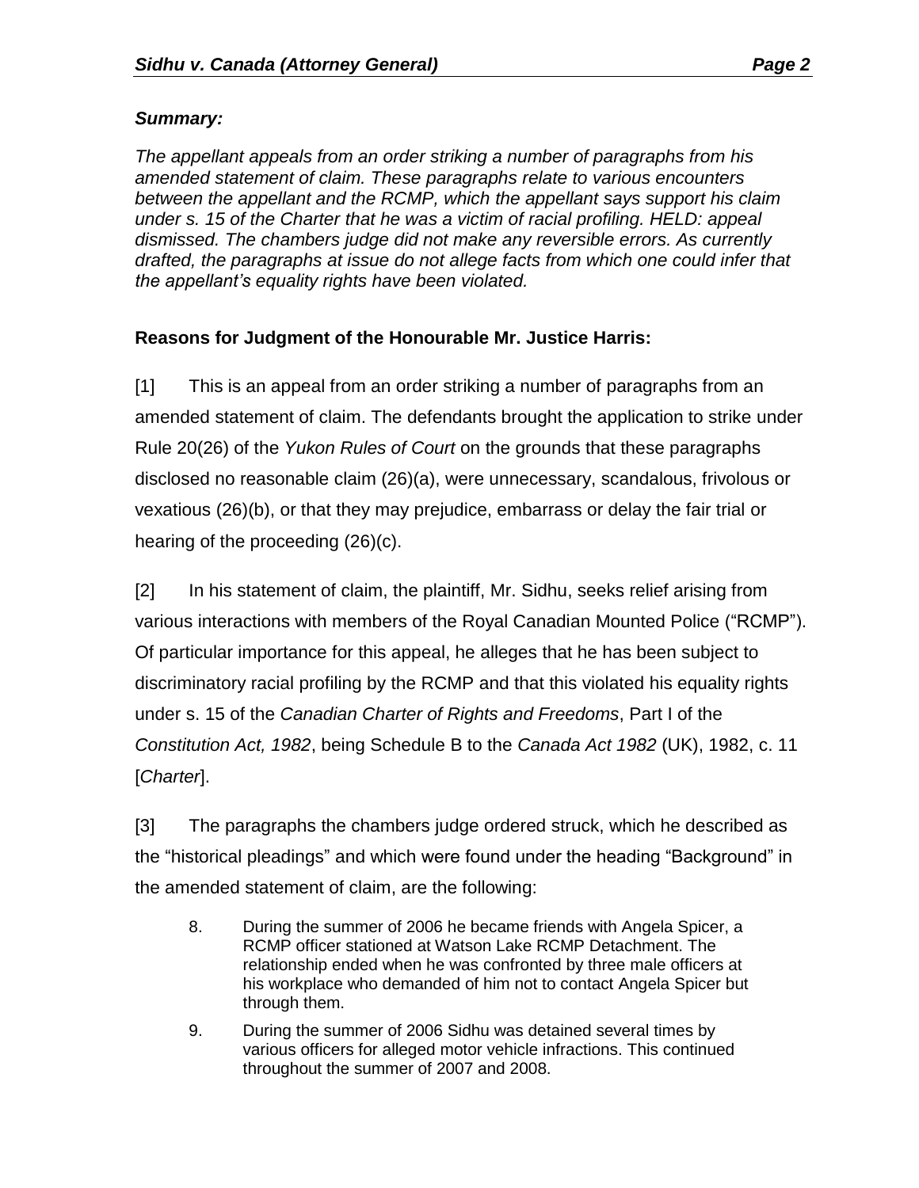***Summary:***

*The appellant appeals from an order striking a number of paragraphs from his amended statement of claim. These paragraphs relate to various encounters between the appellant and the RCMP, which the appellant says support his claim under s. 15 of the Charter that he was a victim of racial profiling. HELD: appeal dismissed. The chambers judge did not make any reversible errors. As currently drafted, the paragraphs at issue do not allege facts from which one could infer that the appellant's equality rights have been violated.*

**Reasons for Judgment of the Honourable Mr. Justice Harris:**

[1] This is an appeal from an order striking a number of paragraphs from an amended statement of claim. The defendants brought the application to strike under Rule 20(26) of the *Yukon Rules of Court* on the grounds that these paragraphs disclosed no reasonable claim (26)(a), were unnecessary, scandalous, frivolous or vexatious (26)(b), or that they may prejudice, embarrass or delay the fair trial or hearing of the proceeding (26)(c).

[2] In his statement of claim, the plaintiff, Mr. Sidhu, seeks relief arising from various interactions with members of the Royal Canadian Mounted Police ("RCMP"). Of particular importance for this appeal, he alleges that he has been subject to discriminatory racial profiling by the RCMP and that this violated his equality rights under s. 15 of the *Canadian Charter of Rights and Freedoms*, Part I of the *Constitution Act, 1982*, being Schedule B to the *Canada Act 1982* (UK), 1982, c. 11 [*Charter*].

[3] The paragraphs the chambers judge ordered struck, which he described as the "historical pleadings" and which were found under the heading "Background" in the amended statement of claim, are the following:

> 8. During the summer of 2006 he became friends with Angela Spicer, a RCMP officer stationed at Watson Lake RCMP Detachment. The relationship ended when he was confronted by three male officers at his workplace who demanded of him not to contact Angela Spicer but through them.
>
> 9. During the summer of 2006 Sidhu was detained several times by various officers for alleged motor vehicle infractions. This continued throughout the summer of 2007 and 2008.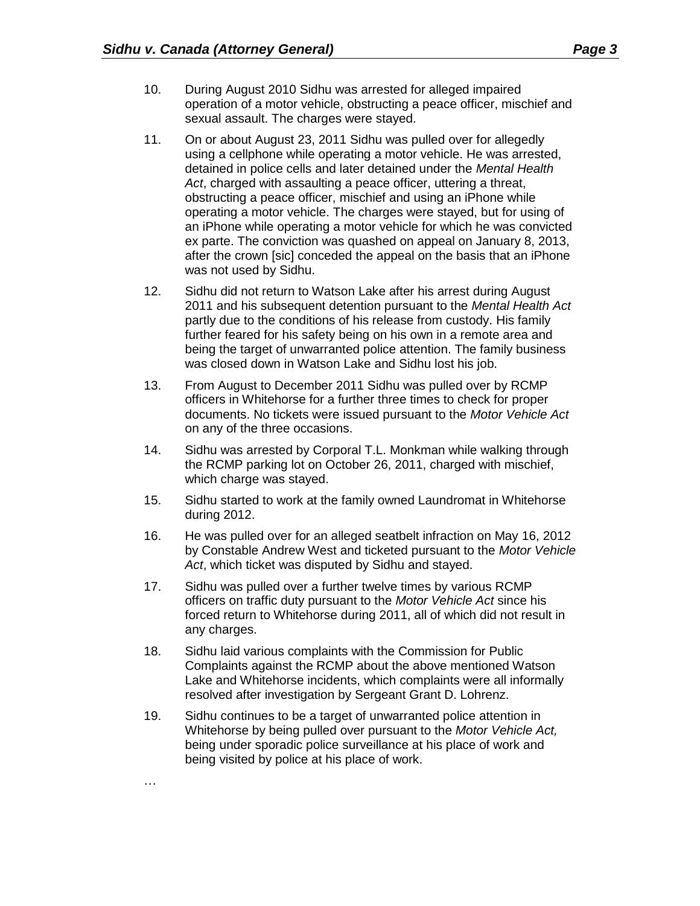10. During August 2010 Sidhu was arrested for alleged impaired operation of a motor vehicle, obstructing a peace officer, mischief and sexual assault. The charges were stayed.

11. On or about August 23, 2011 Sidhu was pulled over for allegedly using a cellphone while operating a motor vehicle. He was arrested, detained in police cells and later detained under the *Mental Health Act*, charged with assaulting a peace officer, uttering a threat, obstructing a peace officer, mischief and using an iPhone while operating a motor vehicle. The charges were stayed, but for using of an iPhone while operating a motor vehicle for which he was convicted ex parte. The conviction was quashed on appeal on January 8, 2013, after the crown [sic] conceded the appeal on the basis that an iPhone was not used by Sidhu.

12. Sidhu did not return to Watson Lake after his arrest during August 2011 and his subsequent detention pursuant to the *Mental Health Act* partly due to the conditions of his release from custody. His family further feared for his safety being on his own in a remote area and being the target of unwarranted police attention. The family business was closed down in Watson Lake and Sidhu lost his job.

13. From August to December 2011 Sidhu was pulled over by RCMP officers in Whitehorse for a further three times to check for proper documents. No tickets were issued pursuant to the *Motor Vehicle Act* on any of the three occasions.

14. Sidhu was arrested by Corporal T.L. Monkman while walking through the RCMP parking lot on October 26, 2011, charged with mischief, which charge was stayed.

15. Sidhu started to work at the family owned Laundromat in Whitehorse during 2012.

16. He was pulled over for an alleged seatbelt infraction on May 16, 2012 by Constable Andrew West and ticketed pursuant to the *Motor Vehicle Act*, which ticket was disputed by Sidhu and stayed.

17. Sidhu was pulled over a further twelve times by various RCMP officers on traffic duty pursuant to the *Motor Vehicle Act* since his forced return to Whitehorse during 2011, all of which did not result in any charges.

18. Sidhu laid various complaints with the Commission for Public Complaints against the RCMP about the above mentioned Watson Lake and Whitehorse incidents, which complaints were all informally resolved after investigation by Sergeant Grant D. Lohrenz.

19. Sidhu continues to be a target of unwarranted police attention in Whitehorse by being pulled over pursuant to the *Motor Vehicle Act,* being under sporadic police surveillance at his place of work and being visited by police at his place of work.

…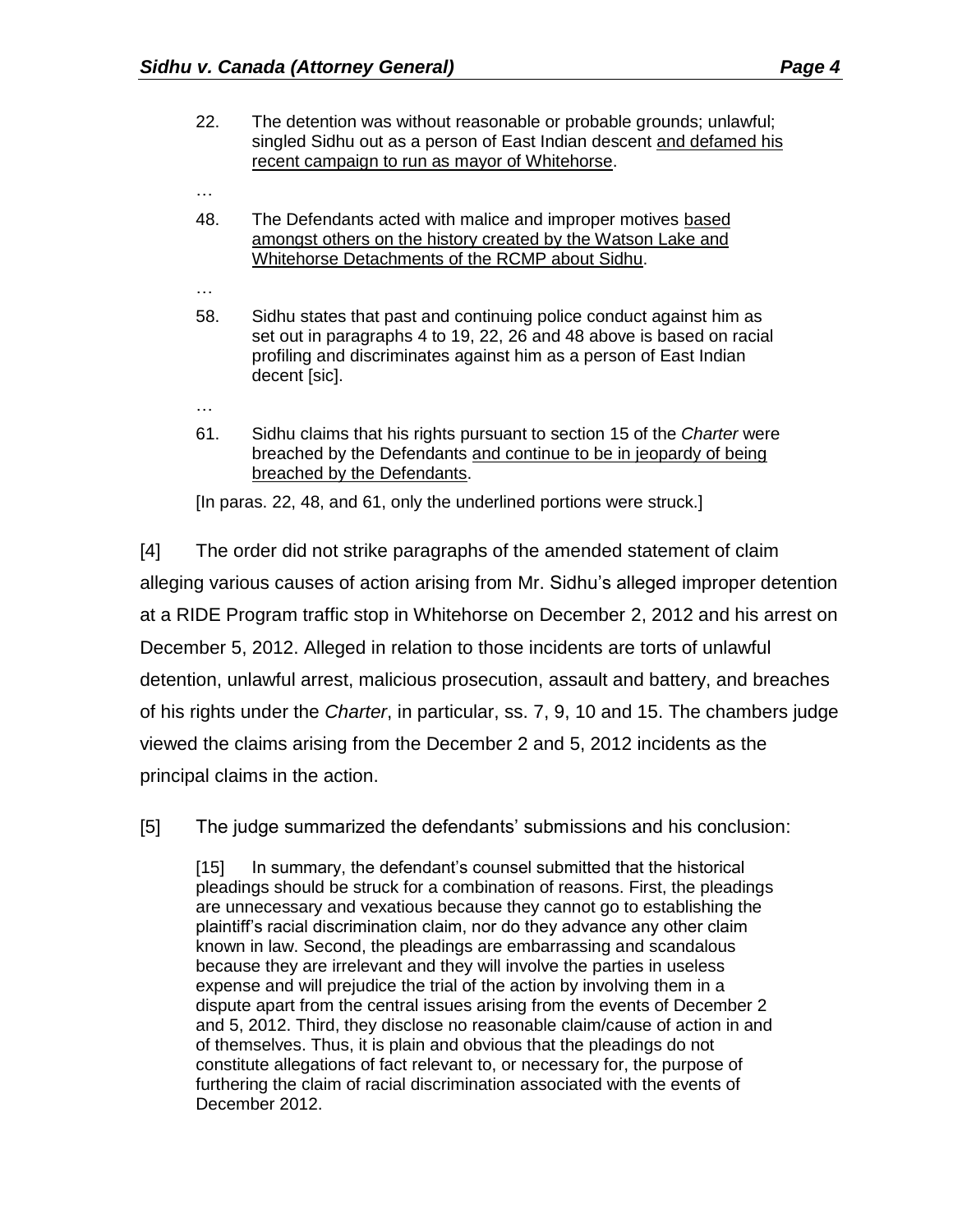> 22. The detention was without reasonable or probable grounds; unlawful; singled Sidhu out as a person of East Indian descent <u>and defamed his recent campaign to run as mayor of Whitehorse</u>.
>
> …
>
> 48. The Defendants acted with malice and improper motives <u>based amongst others on the history created by the Watson Lake and Whitehorse Detachments of the RCMP about Sidhu</u>.
>
> …
>
> 58. Sidhu states that past and continuing police conduct against him as set out in paragraphs 4 to 19, 22, 26 and 48 above is based on racial profiling and discriminates against him as a person of East Indian decent [sic].
>
> …
>
> 61. Sidhu claims that his rights pursuant to section 15 of the *Charter* were breached by the Defendants <u>and continue to be in jeopardy of being breached by the Defendants</u>.
>
> [In paras. 22, 48, and 61, only the underlined portions were struck.]

[4] The order did not strike paragraphs of the amended statement of claim alleging various causes of action arising from Mr. Sidhu's alleged improper detention at a RIDE Program traffic stop in Whitehorse on December 2, 2012 and his arrest on December 5, 2012. Alleged in relation to those incidents are torts of unlawful detention, unlawful arrest, malicious prosecution, assault and battery, and breaches of his rights under the *Charter*, in particular, ss. 7, 9, 10 and 15. The chambers judge viewed the claims arising from the December 2 and 5, 2012 incidents as the principal claims in the action.

[5] The judge summarized the defendants' submissions and his conclusion:

> [15] In summary, the defendant's counsel submitted that the historical pleadings should be struck for a combination of reasons. First, the pleadings are unnecessary and vexatious because they cannot go to establishing the plaintiff's racial discrimination claim, nor do they advance any other claim known in law. Second, the pleadings are embarrassing and scandalous because they are irrelevant and they will involve the parties in useless expense and will prejudice the trial of the action by involving them in a dispute apart from the central issues arising from the events of December 2 and 5, 2012. Third, they disclose no reasonable claim/cause of action in and of themselves. Thus, it is plain and obvious that the pleadings do not constitute allegations of fact relevant to, or necessary for, the purpose of furthering the claim of racial discrimination associated with the events of December 2012.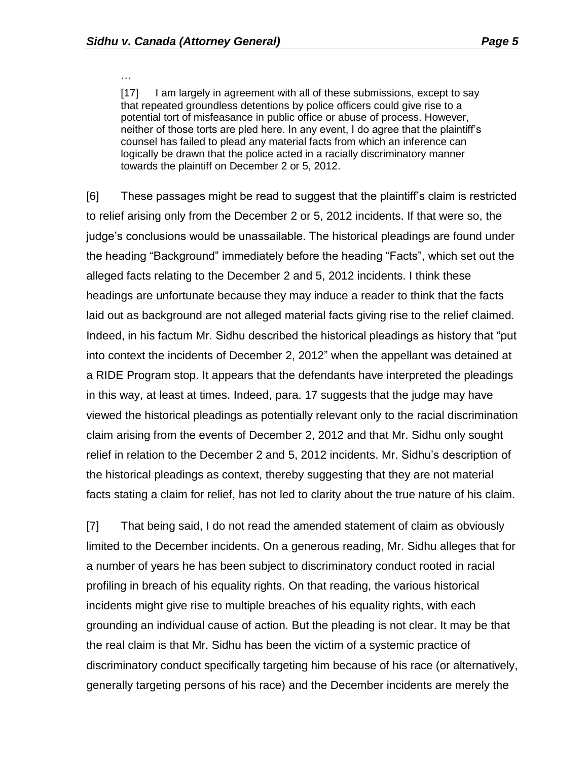…

> [17] I am largely in agreement with all of these submissions, except to say that repeated groundless detentions by police officers could give rise to a potential tort of misfeasance in public office or abuse of process. However, neither of those torts are pled here. In any event, I do agree that the plaintiff's counsel has failed to plead any material facts from which an inference can logically be drawn that the police acted in a racially discriminatory manner towards the plaintiff on December 2 or 5, 2012.

[6] These passages might be read to suggest that the plaintiff's claim is restricted to relief arising only from the December 2 or 5, 2012 incidents. If that were so, the judge's conclusions would be unassailable. The historical pleadings are found under the heading "Background" immediately before the heading "Facts", which set out the alleged facts relating to the December 2 and 5, 2012 incidents. I think these headings are unfortunate because they may induce a reader to think that the facts laid out as background are not alleged material facts giving rise to the relief claimed. Indeed, in his factum Mr. Sidhu described the historical pleadings as history that "put into context the incidents of December 2, 2012" when the appellant was detained at a RIDE Program stop. It appears that the defendants have interpreted the pleadings in this way, at least at times. Indeed, para. 17 suggests that the judge may have viewed the historical pleadings as potentially relevant only to the racial discrimination claim arising from the events of December 2, 2012 and that Mr. Sidhu only sought relief in relation to the December 2 and 5, 2012 incidents. Mr. Sidhu's description of the historical pleadings as context, thereby suggesting that they are not material facts stating a claim for relief, has not led to clarity about the true nature of his claim.

[7] That being said, I do not read the amended statement of claim as obviously limited to the December incidents. On a generous reading, Mr. Sidhu alleges that for a number of years he has been subject to discriminatory conduct rooted in racial profiling in breach of his equality rights. On that reading, the various historical incidents might give rise to multiple breaches of his equality rights, with each grounding an individual cause of action. But the pleading is not clear. It may be that the real claim is that Mr. Sidhu has been the victim of a systemic practice of discriminatory conduct specifically targeting him because of his race (or alternatively, generally targeting persons of his race) and the December incidents are merely the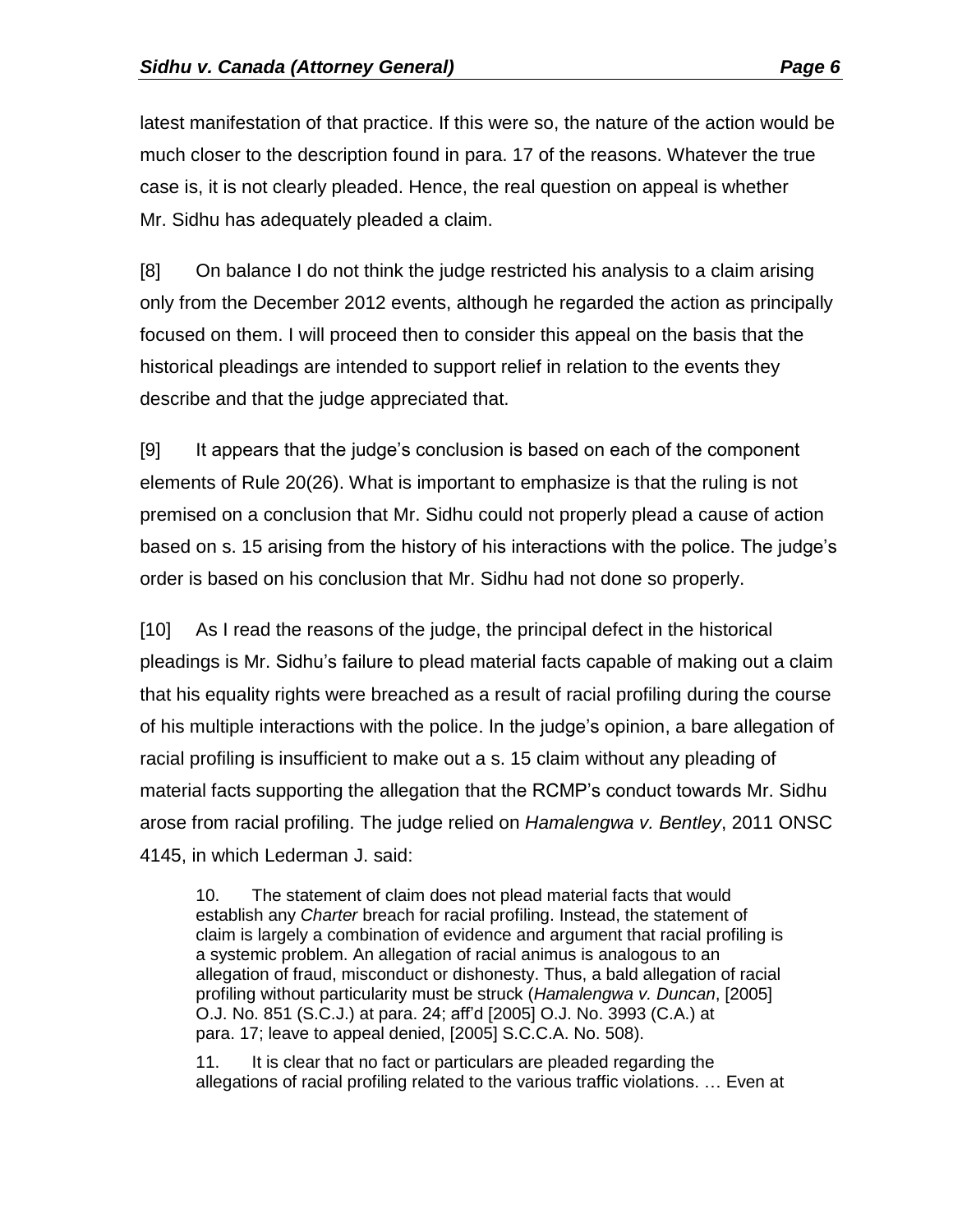latest manifestation of that practice. If this were so, the nature of the action would be much closer to the description found in para. 17 of the reasons. Whatever the true case is, it is not clearly pleaded. Hence, the real question on appeal is whether Mr. Sidhu has adequately pleaded a claim.

[8] On balance I do not think the judge restricted his analysis to a claim arising only from the December 2012 events, although he regarded the action as principally focused on them. I will proceed then to consider this appeal on the basis that the historical pleadings are intended to support relief in relation to the events they describe and that the judge appreciated that.

[9] It appears that the judge's conclusion is based on each of the component elements of Rule 20(26). What is important to emphasize is that the ruling is not premised on a conclusion that Mr. Sidhu could not properly plead a cause of action based on s. 15 arising from the history of his interactions with the police. The judge's order is based on his conclusion that Mr. Sidhu had not done so properly.

[10] As I read the reasons of the judge, the principal defect in the historical pleadings is Mr. Sidhu's failure to plead material facts capable of making out a claim that his equality rights were breached as a result of racial profiling during the course of his multiple interactions with the police. In the judge's opinion, a bare allegation of racial profiling is insufficient to make out a s. 15 claim without any pleading of material facts supporting the allegation that the RCMP's conduct towards Mr. Sidhu arose from racial profiling. The judge relied on *Hamalengwa v. Bentley*, 2011 ONSC 4145, in which Lederman J. said:

> 10. The statement of claim does not plead material facts that would establish any *Charter* breach for racial profiling. Instead, the statement of claim is largely a combination of evidence and argument that racial profiling is a systemic problem. An allegation of racial animus is analogous to an allegation of fraud, misconduct or dishonesty. Thus, a bald allegation of racial profiling without particularity must be struck (*Hamalengwa v. Duncan*, [2005] O.J. No. 851 (S.C.J.) at para. 24; aff'd [2005] O.J. No. 3993 (C.A.) at para. 17; leave to appeal denied, [2005] S.C.C.A. No. 508).
>
> 11. It is clear that no fact or particulars are pleaded regarding the allegations of racial profiling related to the various traffic violations. … Even at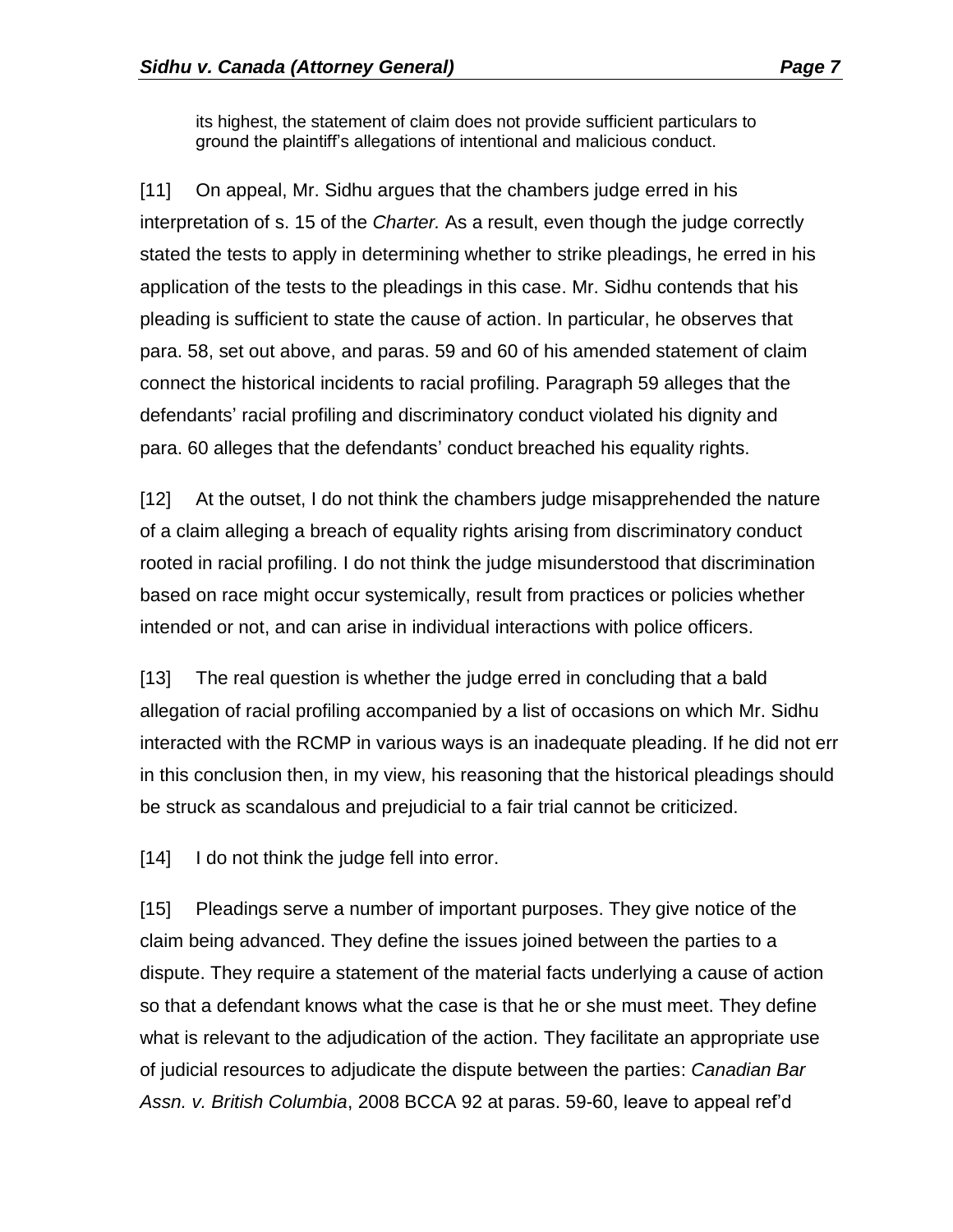> its highest, the statement of claim does not provide sufficient particulars to ground the plaintiff's allegations of intentional and malicious conduct.

[11] On appeal, Mr. Sidhu argues that the chambers judge erred in his interpretation of s. 15 of the *Charter.* As a result, even though the judge correctly stated the tests to apply in determining whether to strike pleadings, he erred in his application of the tests to the pleadings in this case. Mr. Sidhu contends that his pleading is sufficient to state the cause of action. In particular, he observes that para. 58, set out above, and paras. 59 and 60 of his amended statement of claim connect the historical incidents to racial profiling. Paragraph 59 alleges that the defendants' racial profiling and discriminatory conduct violated his dignity and para. 60 alleges that the defendants' conduct breached his equality rights.

[12] At the outset, I do not think the chambers judge misapprehended the nature of a claim alleging a breach of equality rights arising from discriminatory conduct rooted in racial profiling. I do not think the judge misunderstood that discrimination based on race might occur systemically, result from practices or policies whether intended or not, and can arise in individual interactions with police officers.

[13] The real question is whether the judge erred in concluding that a bald allegation of racial profiling accompanied by a list of occasions on which Mr. Sidhu interacted with the RCMP in various ways is an inadequate pleading. If he did not err in this conclusion then, in my view, his reasoning that the historical pleadings should be struck as scandalous and prejudicial to a fair trial cannot be criticized.

[14] I do not think the judge fell into error.

[15] Pleadings serve a number of important purposes. They give notice of the claim being advanced. They define the issues joined between the parties to a dispute. They require a statement of the material facts underlying a cause of action so that a defendant knows what the case is that he or she must meet. They define what is relevant to the adjudication of the action. They facilitate an appropriate use of judicial resources to adjudicate the dispute between the parties: *Canadian Bar Assn. v. British Columbia*, 2008 BCCA 92 at paras. 59-60, leave to appeal ref'd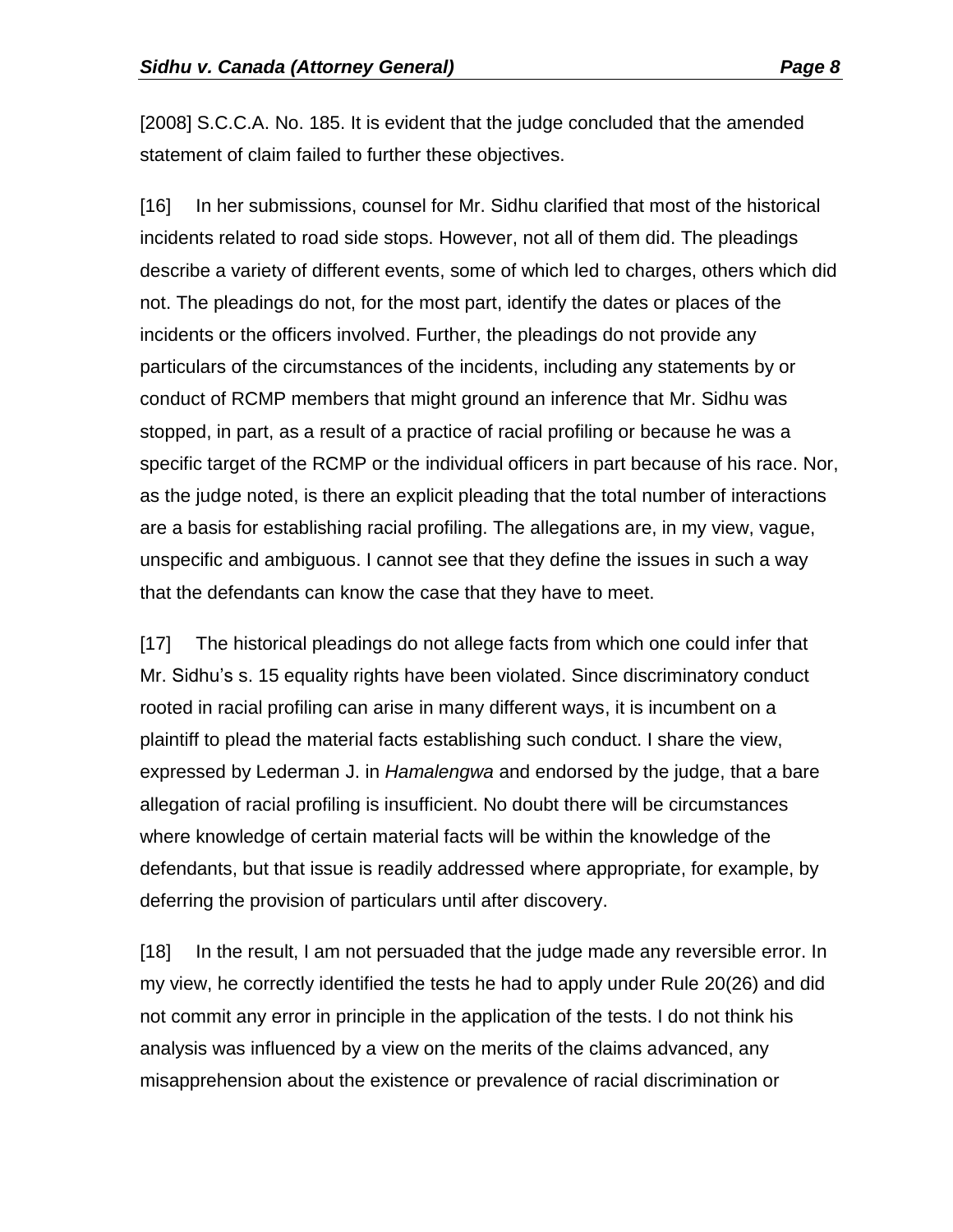[2008] S.C.C.A. No. 185. It is evident that the judge concluded that the amended statement of claim failed to further these objectives.

[16] In her submissions, counsel for Mr. Sidhu clarified that most of the historical incidents related to road side stops. However, not all of them did. The pleadings describe a variety of different events, some of which led to charges, others which did not. The pleadings do not, for the most part, identify the dates or places of the incidents or the officers involved. Further, the pleadings do not provide any particulars of the circumstances of the incidents, including any statements by or conduct of RCMP members that might ground an inference that Mr. Sidhu was stopped, in part, as a result of a practice of racial profiling or because he was a specific target of the RCMP or the individual officers in part because of his race. Nor, as the judge noted, is there an explicit pleading that the total number of interactions are a basis for establishing racial profiling. The allegations are, in my view, vague, unspecific and ambiguous. I cannot see that they define the issues in such a way that the defendants can know the case that they have to meet.

[17] The historical pleadings do not allege facts from which one could infer that Mr. Sidhu's s. 15 equality rights have been violated. Since discriminatory conduct rooted in racial profiling can arise in many different ways, it is incumbent on a plaintiff to plead the material facts establishing such conduct. I share the view, expressed by Lederman J. in *Hamalengwa* and endorsed by the judge, that a bare allegation of racial profiling is insufficient. No doubt there will be circumstances where knowledge of certain material facts will be within the knowledge of the defendants, but that issue is readily addressed where appropriate, for example, by deferring the provision of particulars until after discovery.

[18] In the result, I am not persuaded that the judge made any reversible error. In my view, he correctly identified the tests he had to apply under Rule 20(26) and did not commit any error in principle in the application of the tests. I do not think his analysis was influenced by a view on the merits of the claims advanced, any misapprehension about the existence or prevalence of racial discrimination or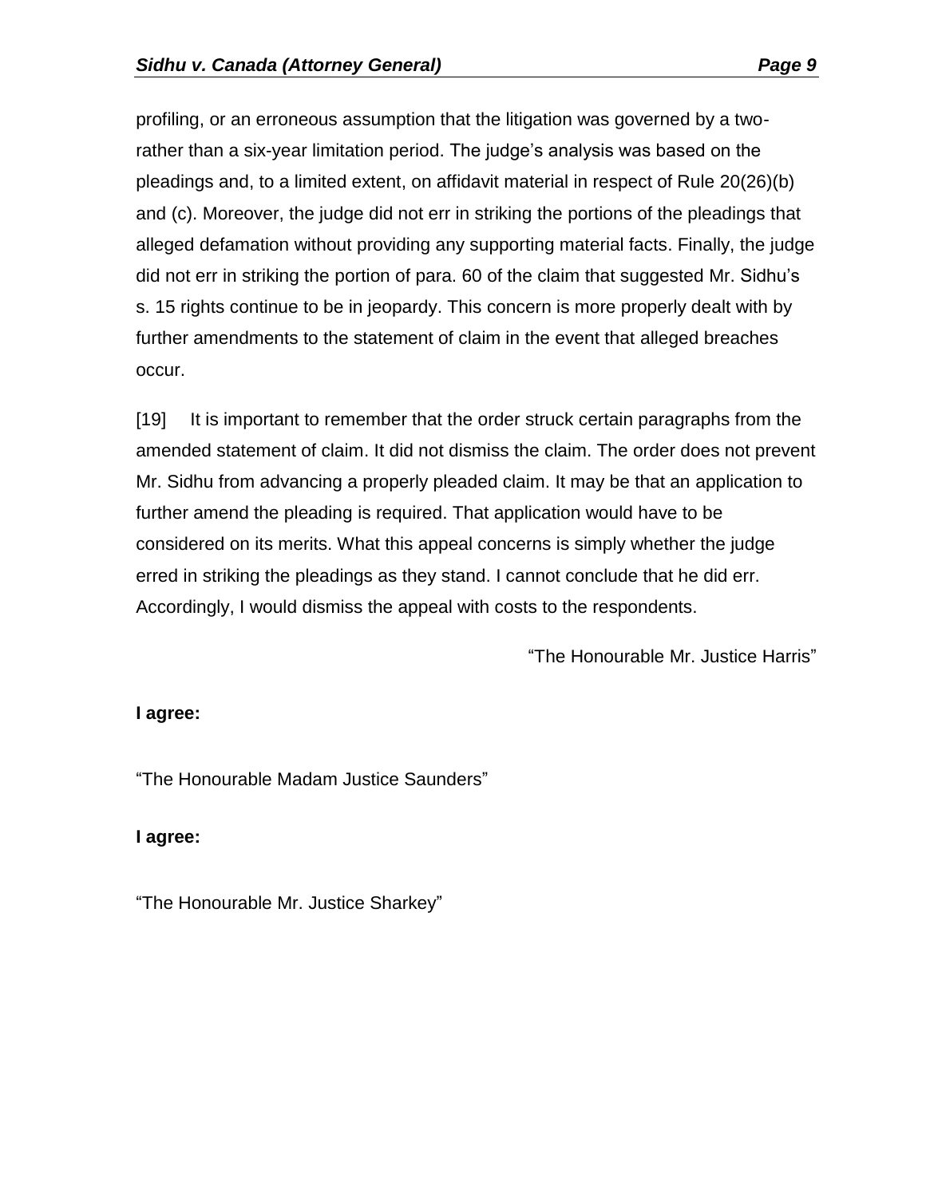profiling, or an erroneous assumption that the litigation was governed by a two- rather than a six-year limitation period. The judge's analysis was based on the pleadings and, to a limited extent, on affidavit material in respect of Rule 20(26)(b) and (c). Moreover, the judge did not err in striking the portions of the pleadings that alleged defamation without providing any supporting material facts. Finally, the judge did not err in striking the portion of para. 60 of the claim that suggested Mr. Sidhu's s. 15 rights continue to be in jeopardy. This concern is more properly dealt with by further amendments to the statement of claim in the event that alleged breaches occur.

[19] It is important to remember that the order struck certain paragraphs from the amended statement of claim. It did not dismiss the claim. The order does not prevent Mr. Sidhu from advancing a properly pleaded claim. It may be that an application to further amend the pleading is required. That application would have to be considered on its merits. What this appeal concerns is simply whether the judge erred in striking the pleadings as they stand. I cannot conclude that he did err. Accordingly, I would dismiss the appeal with costs to the respondents.

"The Honourable Mr. Justice Harris"

**I agree:**

"The Honourable Madam Justice Saunders"

**I agree:**

"The Honourable Mr. Justice Sharkey"